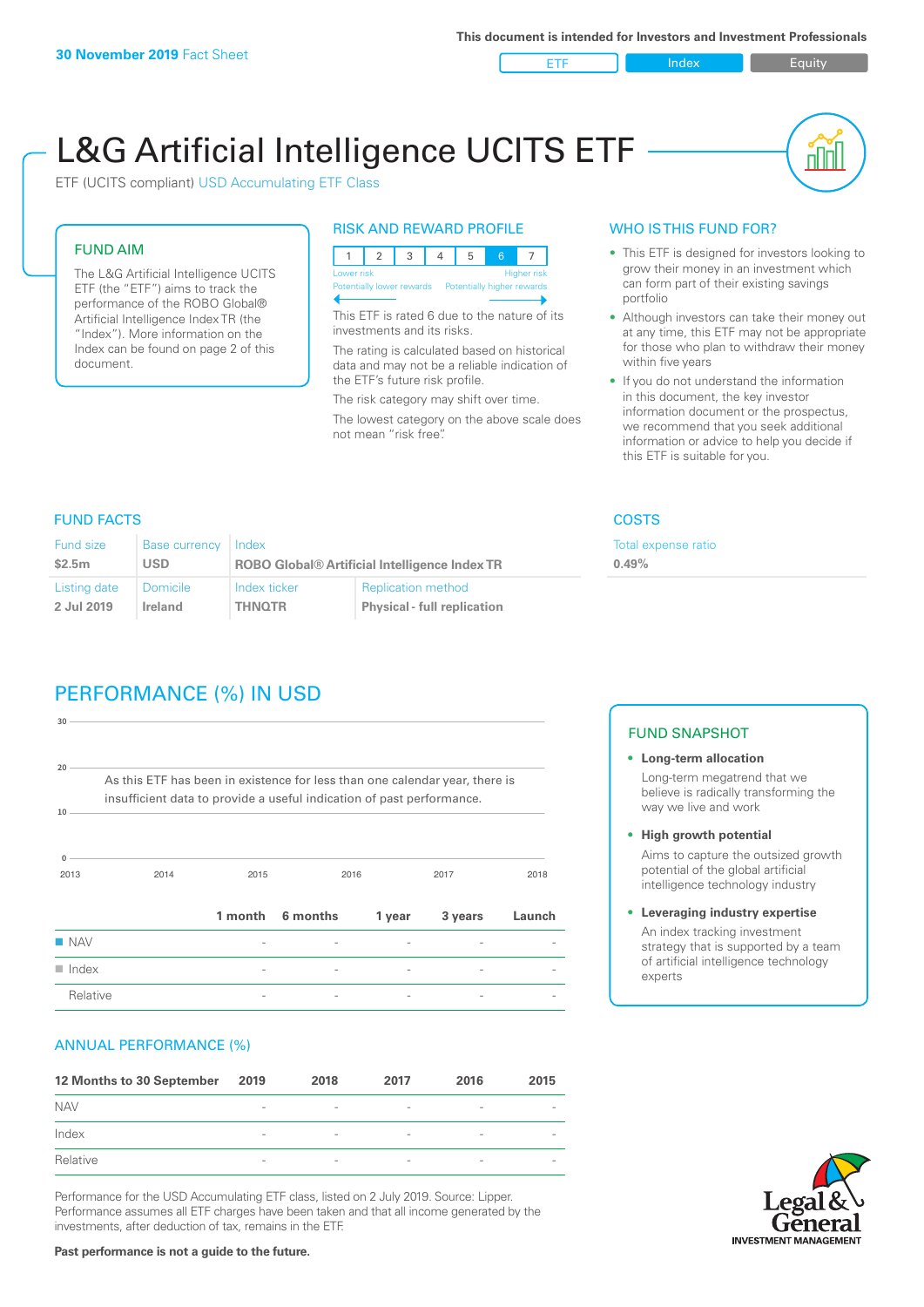**30 November 2019** Fact Sheet

This document is intended for Investors and Investment Professionals

ETF | Index | Equity

# L&G Artificial Intelligence UCITS ETF

ETF (UCITS compliant) USD Accumulating ETF Class

## FUND AIM

The L&G Artificial Intelligence UCITS ETF (the "ETF") aims to track the performance of the ROBO Global® Artificial Intelligence Index TR (the "Index"). More information on the Index can be found on page 2 of this document.

## RISK AND REWARD PROFILE

| 1 | 2 | 3 | 4 | 5 | 6 | 7 |
|---|---|---|---|---|---|---|

Lower risk — Higher risk
Potentially lower rewards — Potentially higher rewards

This ETF is rated 6 due to the nature of its investments and its risks.

The rating is calculated based on historical data and may not be a reliable indication of the ETF's future risk profile.

The risk category may shift over time.

The lowest category on the above scale does not mean "risk free".

## WHO IS THIS FUND FOR?

- This ETF is designed for investors looking to grow their money in an investment which can form part of their existing savings portfolio
- Although investors can take their money out at any time, this ETF may not be appropriate for those who plan to withdraw their money within five years
- If you do not understand the information in this document, the key investor information document or the prospectus, we recommend that you seek additional information or advice to help you decide if this ETF is suitable for you.

## FUND FACTS

| Fund size | Base currency | Index | |
|---|---|---|---|
| **$2.5m** | **USD** | **ROBO Global® Artificial Intelligence Index TR** | |
| **Listing date** | **Domicile** | **Index ticker** | **Replication method** |
| **2 Jul 2019** | **Ireland** | **THNQTR** | **Physical - full replication** |

## COSTS

Total expense ratio
**0.49%**

## PERFORMANCE (%) IN USD

As this ETF has been in existence for less than one calendar year, there is insufficient data to provide a useful indication of past performance.

| | 1 month | 6 months | 1 year | 3 years | Launch |
|---|---|---|---|---|---|
| NAV | - | - | - | - | - |
| Index | - | - | - | - | - |
| Relative | - | - | - | - | - |

## FUND SNAPSHOT

- **Long-term allocation**
  Long-term megatrend that we believe is radically transforming the way we live and work
- **High growth potential**
  Aims to capture the outsized growth potential of the global artificial intelligence technology industry
- **Leveraging industry expertise**
  An index tracking investment strategy that is supported by a team of artificial intelligence technology experts

## ANNUAL PERFORMANCE (%)

| 12 Months to 30 September | 2019 | 2018 | 2017 | 2016 | 2015 |
|---|---|---|---|---|---|
| NAV | - | - | - | - | - |
| Index | - | - | - | - | - |
| Relative | - | - | - | - | - |

Performance for the USD Accumulating ETF class, listed on 2 July 2019. Source: Lipper. Performance assumes all ETF charges have been taken and that all income generated by the investments, after deduction of tax, remains in the ETF.

**Past performance is not a guide to the future.**

Legal & General INVESTMENT MANAGEMENT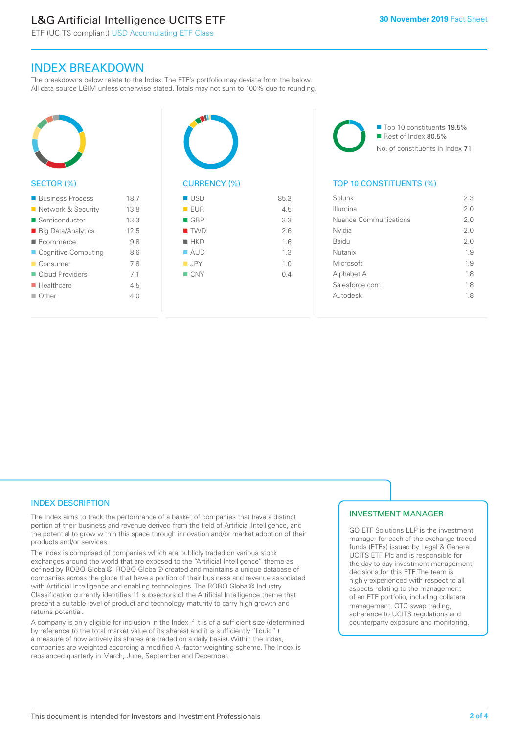# L&G Artificial Intelligence UCITS ETF

ETF (UCITS compliant) USD Accumulating ETF Class

**30 November 2019** Fact Sheet

## INDEX BREAKDOWN

The breakdowns below relate to the Index. The ETF's portfolio may deviate from the below. All data source LGIM unless otherwise stated. Totals may not sum to 100% due to rounding.

### SECTOR (%)

| Sector | % |
|---|---|
| Business Process | 18.7 |
| Network & Security | 13.8 |
| Semiconductor | 13.3 |
| Big Data/Analytics | 12.5 |
| Ecommerce | 9.8 |
| Cognitive Computing | 8.6 |
| Consumer | 7.8 |
| Cloud Providers | 7.1 |
| Healthcare | 4.5 |
| Other | 4.0 |

### CURRENCY (%)

| Currency | % |
|---|---|
| USD | 85.3 |
| EUR | 4.5 |
| GBP | 3.3 |
| TWD | 2.6 |
| HKD | 1.6 |
| AUD | 1.3 |
| JPY | 1.0 |
| CNY | 0.4 |

Top 10 constituents 19.5%
Rest of Index 80.5%
No. of constituents in Index 71

### TOP 10 CONSTITUENTS (%)

| Constituent | % |
|---|---|
| Splunk | 2.3 |
| Illumina | 2.0 |
| Nuance Communications | 2.0 |
| Nvidia | 2.0 |
| Baidu | 2.0 |
| Nutanix | 1.9 |
| Microsoft | 1.9 |
| Alphabet A | 1.8 |
| Salesforce.com | 1.8 |
| Autodesk | 1.8 |

## INDEX DESCRIPTION

The Index aims to track the performance of a basket of companies that have a distinct portion of their business and revenue derived from the field of Artificial Intelligence, and the potential to grow within this space through innovation and/or market adoption of their products and/or services.

The index is comprised of companies which are publicly traded on various stock exchanges around the world that are exposed to the "Artificial Intelligence" theme as defined by ROBO Global®. ROBO Global® created and maintains a unique database of companies across the globe that have a portion of their business and revenue associated with Artificial Intelligence and enabling technologies. The ROBO Global® Industry Classification currently identifies 11 subsectors of the Artificial Intelligence theme that present a suitable level of product and technology maturity to carry high growth and returns potential.

A company is only eligible for inclusion in the Index if it is of a sufficient size (determined by reference to the total market value of its shares) and it is sufficiently "liquid" ( a measure of how actively its shares are traded on a daily basis). Within the Index, companies are weighted according a modified AI-factor weighting scheme. The Index is rebalanced quarterly in March, June, September and December.

## INVESTMENT MANAGER

GO ETF Solutions LLP is the investment manager for each of the exchange traded funds (ETFs) issued by Legal & General UCITS ETF Plc and is responsible for the day-to-day investment management decisions for this ETF. The team is highly experienced with respect to all aspects relating to the management of an ETF portfolio, including collateral management, OTC swap trading, adherence to UCITS regulations and counterparty exposure and monitoring.

This document is intended for Investors and Investment Professionals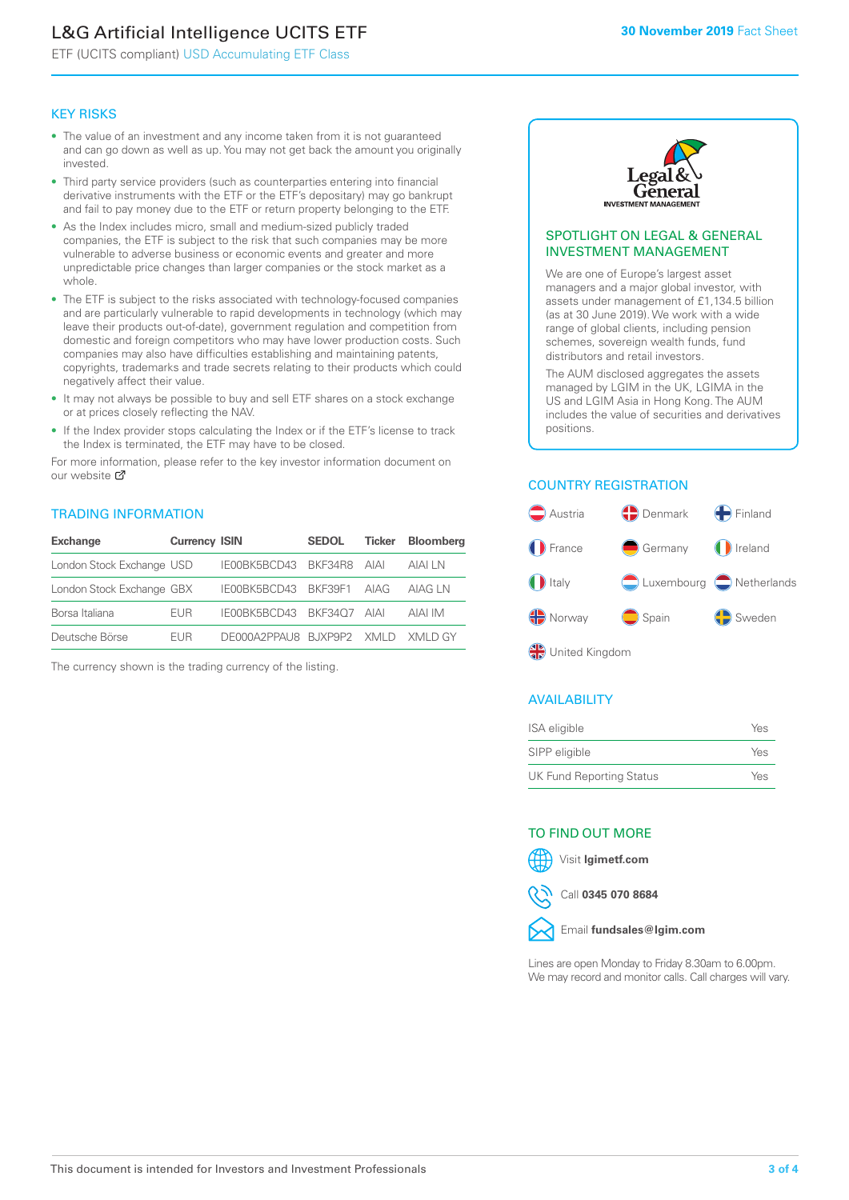# L&G Artificial Intelligence UCITS ETF

ETF (UCITS compliant) USD Accumulating ETF Class

**30 November 2019** Fact Sheet

## KEY RISKS

- The value of an investment and any income taken from it is not guaranteed and can go down as well as up. You may not get back the amount you originally invested.
- Third party service providers (such as counterparties entering into financial derivative instruments with the ETF or the ETF's depositary) may go bankrupt and fail to pay money due to the ETF or return property belonging to the ETF.
- As the Index includes micro, small and medium-sized publicly traded companies, the ETF is subject to the risk that such companies may be more vulnerable to adverse business or economic events and greater and more unpredictable price changes than larger companies or the stock market as a whole.
- The ETF is subject to the risks associated with technology-focused companies and are particularly vulnerable to rapid developments in technology (which may leave their products out-of-date), government regulation and competition from domestic and foreign competitors who may have lower production costs. Such companies may also have difficulties establishing and maintaining patents, copyrights, trademarks and trade secrets relating to their products which could negatively affect their value.
- It may not always be possible to buy and sell ETF shares on a stock exchange or at prices closely reflecting the NAV.
- If the Index provider stops calculating the Index or if the ETF's license to track the Index is terminated, the ETF may have to be closed.

For more information, please refer to the key investor information document on our website

## TRADING INFORMATION

| Exchange | Currency | ISIN | SEDOL | Ticker | Bloomberg |
|---|---|---|---|---|---|
| London Stock Exchange | USD | IE00BK5BCD43 | BKF34R8 | AIAI | AIAI LN |
| London Stock Exchange | GBX | IE00BK5BCD43 | BKF39F1 | AIAG | AIAG LN |
| Borsa Italiana | EUR | IE00BK5BCD43 | BKF34Q7 | AIAI | AIAI IM |
| Deutsche Börse | EUR | DE000A2PPAU8 | BJXP9P2 | XMLD | XMLD GY |

The currency shown is the trading currency of the listing.

## SPOTLIGHT ON LEGAL & GENERAL INVESTMENT MANAGEMENT

We are one of Europe's largest asset managers and a major global investor, with assets under management of £1,134.5 billion (as at 30 June 2019). We work with a wide range of global clients, including pension schemes, sovereign wealth funds, fund distributors and retail investors.

The AUM disclosed aggregates the assets managed by LGIM in the UK, LGIMA in the US and LGIM Asia in Hong Kong. The AUM includes the value of securities and derivatives positions.

## COUNTRY REGISTRATION

Austria, Denmark, Finland, France, Germany, Ireland, Italy, Luxembourg, Netherlands, Norway, Spain, Sweden, United Kingdom

## AVAILABILITY

| | |
|---|---|
| ISA eligible | Yes |
| SIPP eligible | Yes |
| UK Fund Reporting Status | Yes |

## TO FIND OUT MORE

Visit **lgimetf.com**

Call **0345 070 8684**

Email **fundsales@lgim.com**

Lines are open Monday to Friday 8.30am to 6.00pm. We may record and monitor calls. Call charges will vary.

This document is intended for Investors and Investment Professionals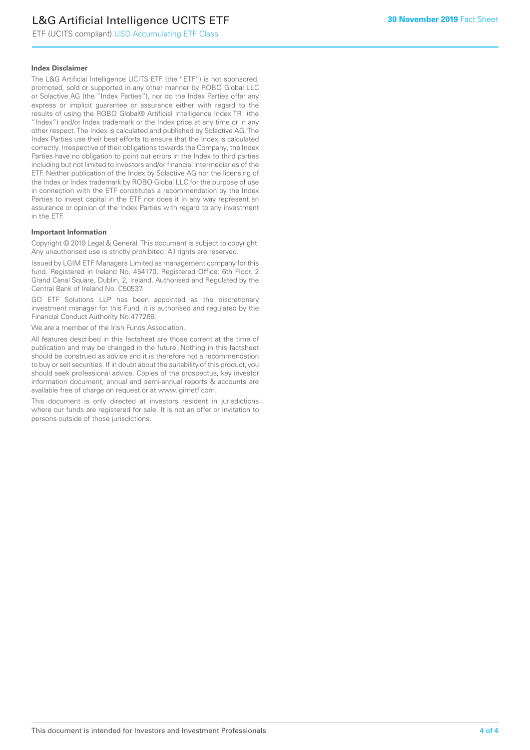### Index Disclaimer

The L&G Artificial Intelligence UCITS ETF (the "ETF") is not sponsored, promoted, sold or supported in any other manner by ROBO Global LLC or Solactive AG (the "Index Parties"), nor do the Index Parties offer any express or implicit guarantee or assurance either with regard to the results of using the ROBO Global® Artificial Intelligence Index TR (the "Index") and/or Index trademark or the Index price at any time or in any other respect. The Index is calculated and published by Solactive AG. The Index Parties use their best efforts to ensure that the Index is calculated correctly. Irrespective of their obligations towards the Company, the Index Parties have no obligation to point out errors in the Index to third parties including but not limited to investors and/or financial intermediaries of the ETF. Neither publication of the Index by Solactive AG nor the licensing of the Index or Index trademark by ROBO Global LLC for the purpose of use in connection with the ETF constitutes a recommendation by the Index Parties to invest capital in the ETF nor does it in any way represent an assurance or opinion of the Index Parties with regard to any investment in the ETF.

### Important Information

Copyright © 2019 Legal & General. This document is subject to copyright. Any unauthorised use is strictly prohibited. All rights are reserved.

Issued by LGIM ETF Managers Limited as management company for this fund. Registered in Ireland No. 454170. Registered Office: 6th Floor, 2 Grand Canal Square, Dublin, 2, Ireland. Authorised and Regulated by the Central Bank of Ireland No. C50537.

GO ETF Solutions LLP has been appointed as the discretionary investment manager for this Fund, it is authorised and regulated by the Financial Conduct Authority No.477266.

We are a member of the Irish Funds Association.

All features described in this factsheet are those current at the time of publication and may be changed in the future. Nothing in this factsheet should be construed as advice and it is therefore not a recommendation to buy or sell securities. If in doubt about the suitability of this product, you should seek professional advice. Copies of the prospectus, key investor information document, annual and semi-annual reports & accounts are available free of charge on request or at www.lgimetf.com.

This document is only directed at investors resident in jurisdictions where our funds are registered for sale. It is not an offer or invitation to persons outside of those jurisdictions.